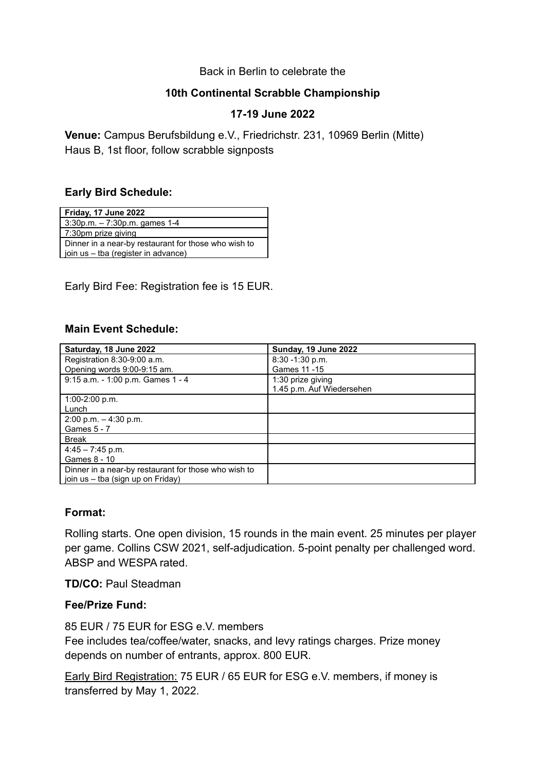Back in Berlin to celebrate the

**10th Continental Scrabble Championship**

**17-19 June 2022**

**Venue:** Campus Berufsbildung e.V., Friedrichstr. 231, 10969 Berlin (Mitte)
Haus B, 1st floor, follow scrabble signposts

### Early Bird Schedule:

| Friday, 17 June 2022 |
|---|
| 3:30p.m. – 7:30p.m. games 1-4 |
| 7:30pm prize giving |
| Dinner in a near-by restaurant for those who wish to join us – tba (register in advance) |

Early Bird Fee: Registration fee is 15 EUR.

### Main Event Schedule:

| Saturday, 18 June 2022 | Sunday, 19 June 2022 |
|---|---|
| Registration 8:30-9:00 a.m.<br>Opening words 9:00-9:15 am. | 8:30 -1:30 p.m.<br>Games 11 -15 |
| 9:15 a.m. - 1:00 p.m. Games 1 - 4 | 1:30 prize giving<br>1.45 p.m. Auf Wiedersehen |
| 1:00-2:00 p.m.<br>Lunch | |
| 2:00 p.m. – 4:30 p.m.<br>Games 5 - 7 | |
| Break | |
| 4:45 – 7:45 p.m.<br>Games 8 - 10 | |
| Dinner in a near-by restaurant for those who wish to join us – tba (sign up on Friday) | |

### Format:

Rolling starts. One open division, 15 rounds in the main event. 25 minutes per player per game. Collins CSW 2021, self-adjudication. 5-point penalty per challenged word. ABSP and WESPA rated.

**TD/CO:** Paul Steadman

### Fee/Prize Fund:

85 EUR / 75 EUR for ESG e.V. members
Fee includes tea/coffee/water, snacks, and levy ratings charges. Prize money depends on number of entrants, approx. 800 EUR.

Early Bird Registration: 75 EUR / 65 EUR for ESG e.V. members, if money is transferred by May 1, 2022.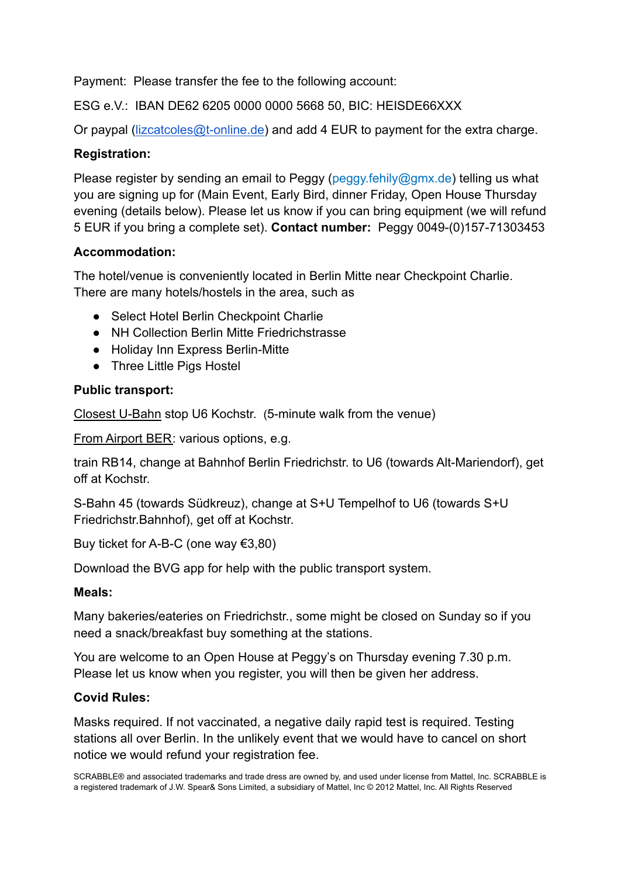Payment: Please transfer the fee to the following account:

ESG e.V.: IBAN DE62 6205 0000 0000 5668 50, BIC: HEISDE66XXX

Or paypal (lizcatcoles@t-online.de) and add 4 EUR to payment for the extra charge.

**Registration:**

Please register by sending an email to Peggy (peggy.fehily@gmx.de) telling us what you are signing up for (Main Event, Early Bird, dinner Friday, Open House Thursday evening (details below). Please let us know if you can bring equipment (we will refund 5 EUR if you bring a complete set). **Contact number:** Peggy 0049-(0)157-71303453

**Accommodation:**

The hotel/venue is conveniently located in Berlin Mitte near Checkpoint Charlie. There are many hotels/hostels in the area, such as

- Select Hotel Berlin Checkpoint Charlie
- NH Collection Berlin Mitte Friedrichstrasse
- Holiday Inn Express Berlin-Mitte
- Three Little Pigs Hostel

**Public transport:**

Closest U-Bahn stop U6 Kochstr. (5-minute walk from the venue)

From Airport BER: various options, e.g.

train RB14, change at Bahnhof Berlin Friedrichstr. to U6 (towards Alt-Mariendorf), get off at Kochstr.

S-Bahn 45 (towards Südkreuz), change at S+U Tempelhof to U6 (towards S+U Friedrichstr.Bahnhof), get off at Kochstr.

Buy ticket for A-B-C (one way €3,80)

Download the BVG app for help with the public transport system.

**Meals:**

Many bakeries/eateries on Friedrichstr., some might be closed on Sunday so if you need a snack/breakfast buy something at the stations.

You are welcome to an Open House at Peggy's on Thursday evening 7.30 p.m. Please let us know when you register, you will then be given her address.

**Covid Rules:**

Masks required. If not vaccinated, a negative daily rapid test is required. Testing stations all over Berlin. In the unlikely event that we would have to cancel on short notice we would refund your registration fee.

SCRABBLE® and associated trademarks and trade dress are owned by, and used under license from Mattel, Inc. SCRABBLE is a registered trademark of J.W. Spear& Sons Limited, a subsidiary of Mattel, Inc © 2012 Mattel, Inc. All Rights Reserved